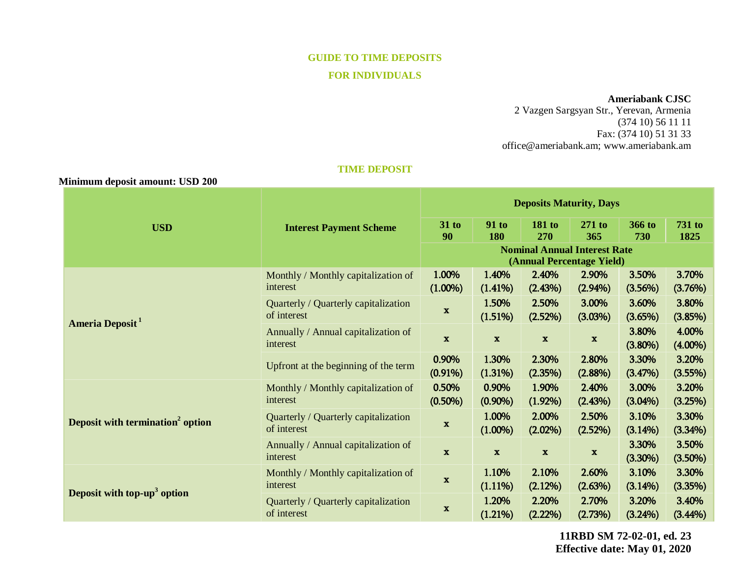## GUIDE TO TIME DEPOSITS
## FOR INDIVIDUALS

**Ameriabank CJSC**
2 Vazgen Sargsyan Str., Yerevan, Armenia
(374 10) 56 11 11
Fax: (374 10) 51 31 33
office@ameriabank.am; www.ameriabank.am

### TIME DEPOSIT

**Minimum deposit amount: USD 200**

| USD | Interest Payment Scheme | Deposits Maturity, Days | | | | | |
|---|---|---|---|---|---|---|---|
| | | 31 to 90 | 91 to 180 | 181 to 270 | 271 to 365 | 366 to 730 | 731 to 1825 |
| | | Nominal Annual Interest Rate (Annual Percentage Yield) | | | | | |
| **Ameria Deposit** [1] | Monthly / Monthly capitalization of interest | 1.00% (1.00%) | 1.40% (1.41%) | 2.40% (2.43%) | 2.90% (2.94%) | 3.50% (3.56%) | 3.70% (3.76%) |
| | Quarterly / Quarterly capitalization of interest | x | 1.50% (1.51%) | 2.50% (2.52%) | 3.00% (3.03%) | 3.60% (3.65%) | 3.80% (3.85%) |
| | Annually / Annual capitalization of interest | x | x | x | x | 3.80% (3.80%) | 4.00% (4.00%) |
| | Upfront at the beginning of the term | 0.90% (0.91%) | 1.30% (1.31%) | 2.30% (2.35%) | 2.80% (2.88%) | 3.30% (3.47%) | 3.20% (3.55%) |
| **Deposit with termination[2] option** | Monthly / Monthly capitalization of interest | 0.50% (0.50%) | 0.90% (0.90%) | 1.90% (1.92%) | 2.40% (2.43%) | 3.00% (3.04%) | 3.20% (3.25%) |
| | Quarterly / Quarterly capitalization of interest | x | 1.00% (1.00%) | 2.00% (2.02%) | 2.50% (2.52%) | 3.10% (3.14%) | 3.30% (3.34%) |
| | Annually / Annual capitalization of interest | x | x | x | x | 3.30% (3.30%) | 3.50% (3.50%) |
| **Deposit with top-up[3] option** | Monthly / Monthly capitalization of interest | x | 1.10% (1.11%) | 2.10% (2.12%) | 2.60% (2.63%) | 3.10% (3.14%) | 3.30% (3.35%) |
| | Quarterly / Quarterly capitalization of interest | x | 1.20% (1.21%) | 2.20% (2.22%) | 2.70% (2.73%) | 3.20% (3.24%) | 3.40% (3.44%) |

**11RBD SM 72-02-01, ed. 23**
**Effective date: May 01, 2020**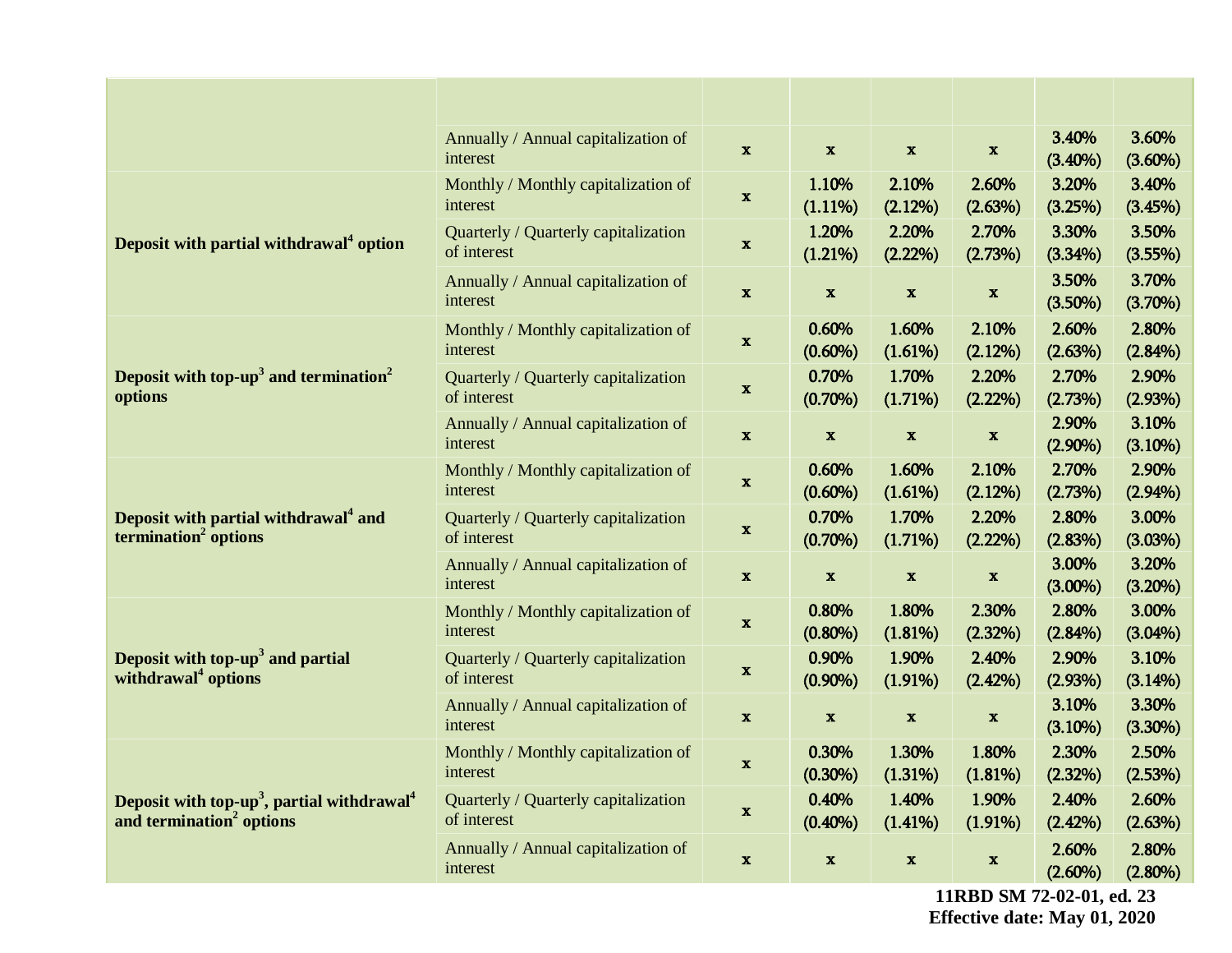| | | | | | | | |
|---|---|---|---|---|---|---|---|
| | | | | | | | |
| | Annually / Annual capitalization of interest | x | x | x | x | 3.40% (3.40%) | 3.60% (3.60%) |
| Deposit with partial withdrawal[4] option | Monthly / Monthly capitalization of interest | x | 1.10% (1.11%) | 2.10% (2.12%) | 2.60% (2.63%) | 3.20% (3.25%) | 3.40% (3.45%) |
| | Quarterly / Quarterly capitalization of interest | x | 1.20% (1.21%) | 2.20% (2.22%) | 2.70% (2.73%) | 3.30% (3.34%) | 3.50% (3.55%) |
| | Annually / Annual capitalization of interest | x | x | x | x | 3.50% (3.50%) | 3.70% (3.70%) |
| Deposit with top-up[3] and termination[2] options | Monthly / Monthly capitalization of interest | x | 0.60% (0.60%) | 1.60% (1.61%) | 2.10% (2.12%) | 2.60% (2.63%) | 2.80% (2.84%) |
| | Quarterly / Quarterly capitalization of interest | x | 0.70% (0.70%) | 1.70% (1.71%) | 2.20% (2.22%) | 2.70% (2.73%) | 2.90% (2.93%) |
| | Annually / Annual capitalization of interest | x | x | x | x | 2.90% (2.90%) | 3.10% (3.10%) |
| Deposit with partial withdrawal[4] and termination[2] options | Monthly / Monthly capitalization of interest | x | 0.60% (0.60%) | 1.60% (1.61%) | 2.10% (2.12%) | 2.70% (2.73%) | 2.90% (2.94%) |
| | Quarterly / Quarterly capitalization of interest | x | 0.70% (0.70%) | 1.70% (1.71%) | 2.20% (2.22%) | 2.80% (2.83%) | 3.00% (3.03%) |
| | Annually / Annual capitalization of interest | x | x | x | x | 3.00% (3.00%) | 3.20% (3.20%) |
| Deposit with top-up[3] and partial withdrawal[4] options | Monthly / Monthly capitalization of interest | x | 0.80% (0.80%) | 1.80% (1.81%) | 2.30% (2.32%) | 2.80% (2.84%) | 3.00% (3.04%) |
| | Quarterly / Quarterly capitalization of interest | x | 0.90% (0.90%) | 1.90% (1.91%) | 2.40% (2.42%) | 2.90% (2.93%) | 3.10% (3.14%) |
| | Annually / Annual capitalization of interest | x | x | x | x | 3.10% (3.10%) | 3.30% (3.30%) |
| Deposit with top-up[3], partial withdrawal[4] and termination[2] options | Monthly / Monthly capitalization of interest | x | 0.30% (0.30%) | 1.30% (1.31%) | 1.80% (1.81%) | 2.30% (2.32%) | 2.50% (2.53%) |
| | Quarterly / Quarterly capitalization of interest | x | 0.40% (0.40%) | 1.40% (1.41%) | 1.90% (1.91%) | 2.40% (2.42%) | 2.60% (2.63%) |
| | Annually / Annual capitalization of interest | x | x | x | x | 2.60% (2.60%) | 2.80% (2.80%) |

**11RBD SM 72-02-01, ed. 23**
**Effective date: May 01, 2020**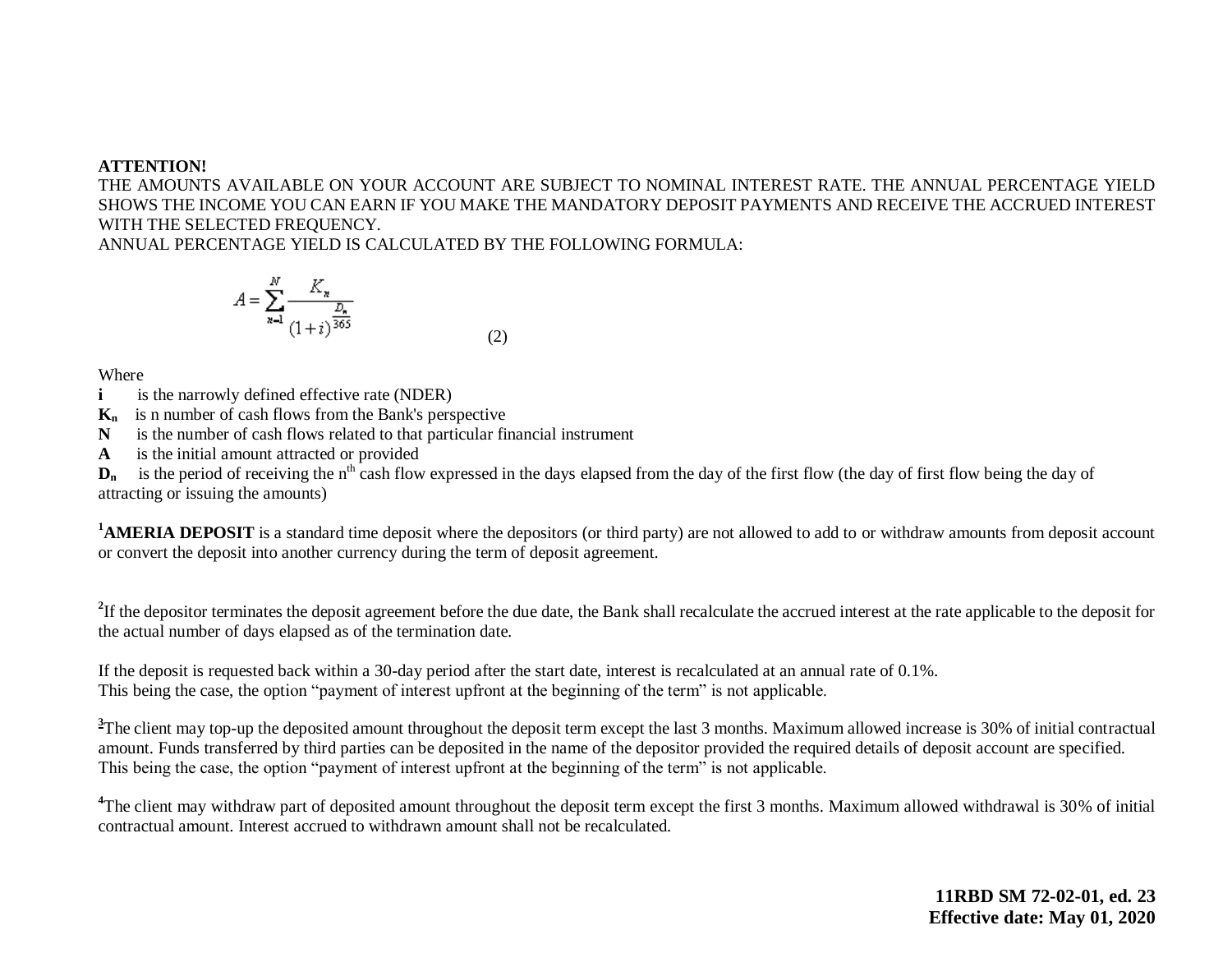**ATTENTION!**

THE AMOUNTS AVAILABLE ON YOUR ACCOUNT ARE SUBJECT TO NOMINAL INTEREST RATE. THE ANNUAL PERCENTAGE YIELD SHOWS THE INCOME YOU CAN EARN IF YOU MAKE THE MANDATORY DEPOSIT PAYMENTS AND RECEIVE THE ACCRUED INTEREST WITH THE SELECTED FREQUENCY.

ANNUAL PERCENTAGE YIELD IS CALCULATED BY THE FOLLOWING FORMULA:

$$A = \sum_{n=1}^{N} \frac{K_n}{(1+i)^{\frac{D_n}{365}}} \qquad (2)$$

Where

**i** is the narrowly defined effective rate (NDER)

$\mathbf{K_n}$ is n number of cash flows from the Bank's perspective

**N** is the number of cash flows related to that particular financial instrument

**A** is the initial amount attracted or provided

$\mathbf{D_n}$ is the period of receiving the $n^{th}$ cash flow expressed in the days elapsed from the day of the first flow (the day of first flow being the day of attracting or issuing the amounts)

[1]**AMERIA DEPOSIT** is a standard time deposit where the depositors (or third party) are not allowed to add to or withdraw amounts from deposit account or convert the deposit into another currency during the term of deposit agreement.

[2]If the depositor terminates the deposit agreement before the due date, the Bank shall recalculate the accrued interest at the rate applicable to the deposit for the actual number of days elapsed as of the termination date.

If the deposit is requested back within a 30-day period after the start date, interest is recalculated at an annual rate of 0.1%.
This being the case, the option "payment of interest upfront at the beginning of the term" is not applicable.

[3]The client may top-up the deposited amount throughout the deposit term except the last 3 months. Maximum allowed increase is 30% of initial contractual amount. Funds transferred by third parties can be deposited in the name of the depositor provided the required details of deposit account are specified.
This being the case, the option "payment of interest upfront at the beginning of the term" is not applicable.

[4]The client may withdraw part of deposited amount throughout the deposit term except the first 3 months. Maximum allowed withdrawal is 30% of initial contractual amount. Interest accrued to withdrawn amount shall not be recalculated.

**11RBD SM 72-02-01, ed. 23**
**Effective date: May 01, 2020**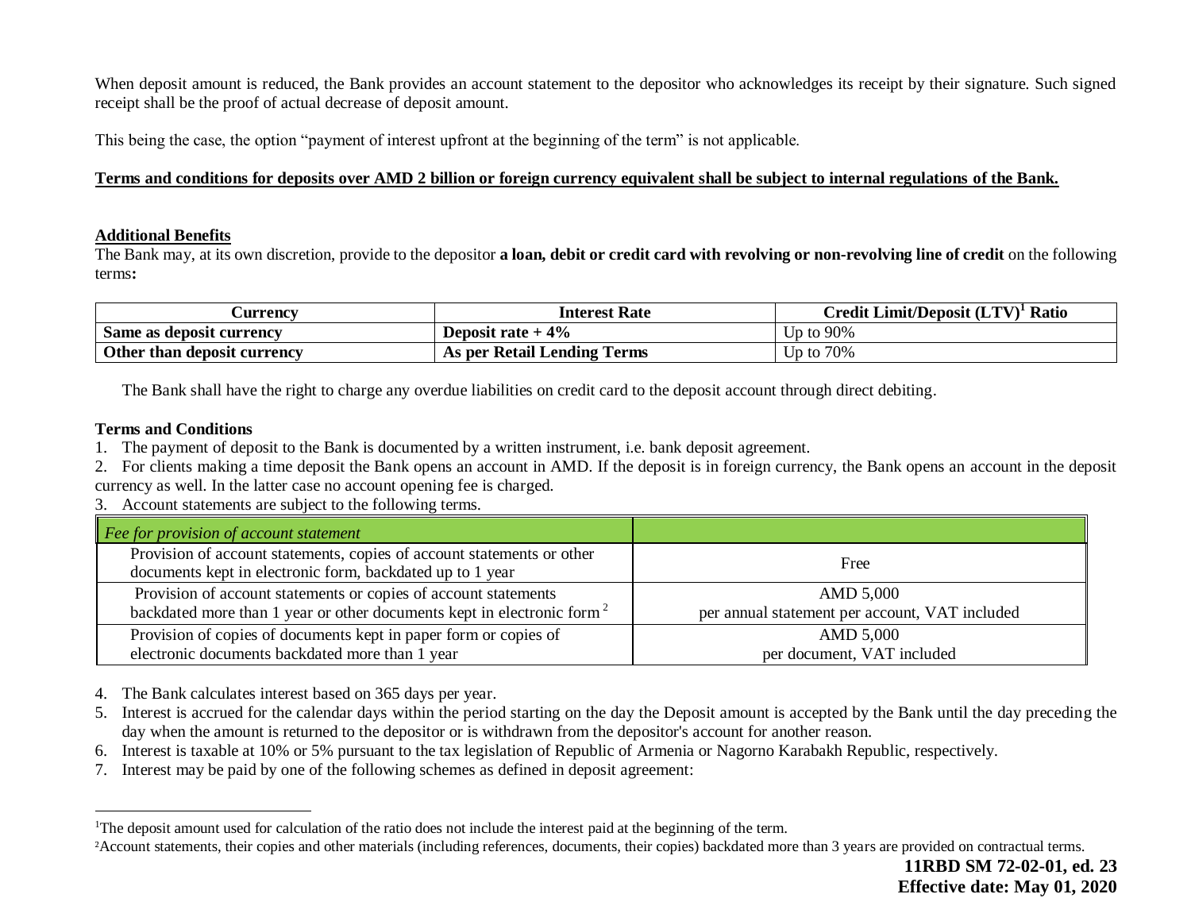When deposit amount is reduced, the Bank provides an account statement to the depositor who acknowledges its receipt by their signature. Such signed receipt shall be the proof of actual decrease of deposit amount.

This being the case, the option "payment of interest upfront at the beginning of the term" is not applicable.

**Terms and conditions for deposits over AMD 2 billion or foreign currency equivalent shall be subject to internal regulations of the Bank.**

**Additional Benefits**

The Bank may, at its own discretion, provide to the depositor **a loan, debit or credit card with revolving or non-revolving line of credit** on the following terms**:**

| Currency | Interest Rate | Credit Limit/Deposit (LTV)[1] Ratio |
|---|---|---|
| **Same as deposit currency** | **Deposit rate + 4%** | Up to 90% |
| **Other than deposit currency** | **As per Retail Lending Terms** | Up to 70% |

The Bank shall have the right to charge any overdue liabilities on credit card to the deposit account through direct debiting.

**Terms and Conditions**

1. The payment of deposit to the Bank is documented by a written instrument, i.e. bank deposit agreement.
2. For clients making a time deposit the Bank opens an account in AMD. If the deposit is in foreign currency, the Bank opens an account in the deposit currency as well. In the latter case no account opening fee is charged.
3. Account statements are subject to the following terms.

| *Fee for provision of account statement* | |
|---|---|
| Provision of account statements, copies of account statements or other documents kept in electronic form, backdated up to 1 year | Free |
| Provision of account statements or copies of account statements backdated more than 1 year or other documents kept in electronic form[2] | AMD 5,000 per annual statement per account, VAT included |
| Provision of copies of documents kept in paper form or copies of electronic documents backdated more than 1 year | AMD 5,000 per document, VAT included |

4. The Bank calculates interest based on 365 days per year.
5. Interest is accrued for the calendar days within the period starting on the day the Deposit amount is accepted by the Bank until the day preceding the day when the amount is returned to the depositor or is withdrawn from the depositor's account for another reason.
6. Interest is taxable at 10% or 5% pursuant to the tax legislation of Republic of Armenia or Nagorno Karabakh Republic, respectively.
7. Interest may be paid by one of the following schemes as defined in deposit agreement:

---

[1] The deposit amount used for calculation of the ratio does not include the interest paid at the beginning of the term.

[2] Account statements, their copies and other materials (including references, documents, their copies) backdated more than 3 years are provided on contractual terms.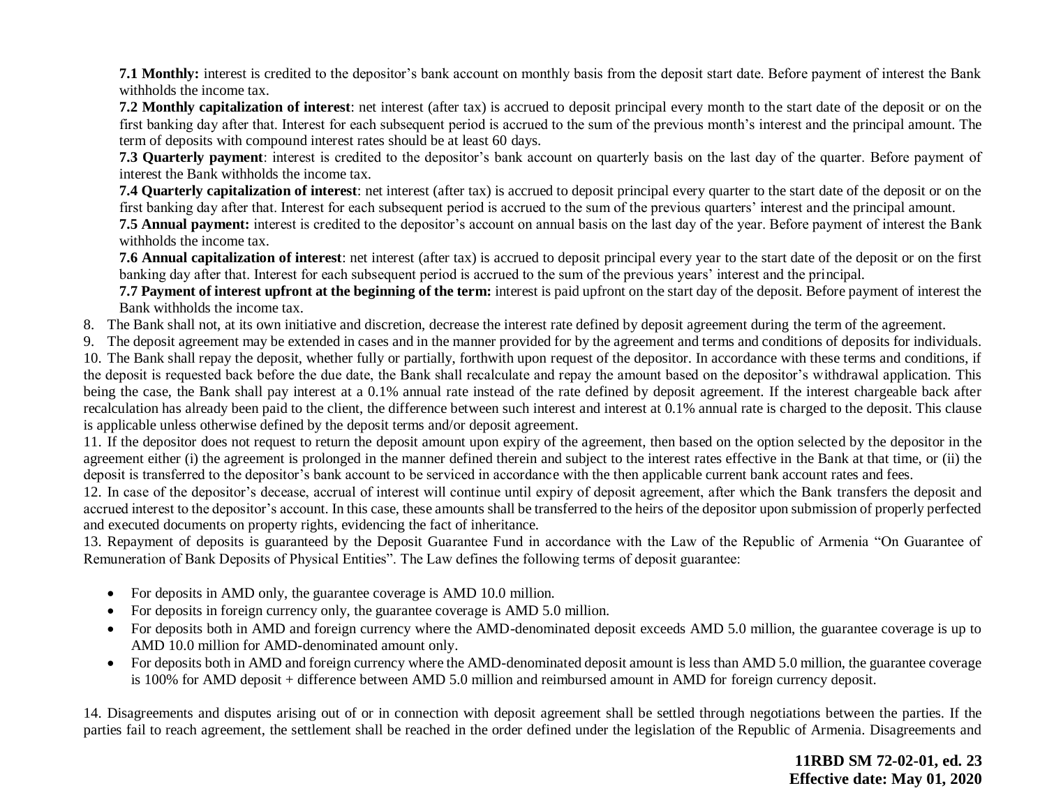**7.1 Monthly:** interest is credited to the depositor's bank account on monthly basis from the deposit start date. Before payment of interest the Bank withholds the income tax.

**7.2 Monthly capitalization of interest**: net interest (after tax) is accrued to deposit principal every month to the start date of the deposit or on the first banking day after that. Interest for each subsequent period is accrued to the sum of the previous month's interest and the principal amount. The term of deposits with compound interest rates should be at least 60 days.

**7.3 Quarterly payment**: interest is credited to the depositor's bank account on quarterly basis on the last day of the quarter. Before payment of interest the Bank withholds the income tax.

**7.4 Quarterly capitalization of interest**: net interest (after tax) is accrued to deposit principal every quarter to the start date of the deposit or on the first banking day after that. Interest for each subsequent period is accrued to the sum of the previous quarters' interest and the principal amount.

**7.5 Annual payment:** interest is credited to the depositor's account on annual basis on the last day of the year. Before payment of interest the Bank withholds the income tax.

**7.6 Annual capitalization of interest**: net interest (after tax) is accrued to deposit principal every year to the start date of the deposit or on the first banking day after that. Interest for each subsequent period is accrued to the sum of the previous years' interest and the principal.

**7.7 Payment of interest upfront at the beginning of the term:** interest is paid upfront on the start day of the deposit. Before payment of interest the Bank withholds the income tax.

8. The Bank shall not, at its own initiative and discretion, decrease the interest rate defined by deposit agreement during the term of the agreement.

9. The deposit agreement may be extended in cases and in the manner provided for by the agreement and terms and conditions of deposits for individuals.

10. The Bank shall repay the deposit, whether fully or partially, forthwith upon request of the depositor. In accordance with these terms and conditions, if the deposit is requested back before the due date, the Bank shall recalculate and repay the amount based on the depositor's withdrawal application. This being the case, the Bank shall pay interest at a 0.1% annual rate instead of the rate defined by deposit agreement. If the interest chargeable back after recalculation has already been paid to the client, the difference between such interest and interest at 0.1% annual rate is charged to the deposit. This clause is applicable unless otherwise defined by the deposit terms and/or deposit agreement.

11. If the depositor does not request to return the deposit amount upon expiry of the agreement, then based on the option selected by the depositor in the agreement either (i) the agreement is prolonged in the manner defined therein and subject to the interest rates effective in the Bank at that time, or (ii) the deposit is transferred to the depositor's bank account to be serviced in accordance with the then applicable current bank account rates and fees.

12. In case of the depositor's decease, accrual of interest will continue until expiry of deposit agreement, after which the Bank transfers the deposit and accrued interest to the depositor's account. In this case, these amounts shall be transferred to the heirs of the depositor upon submission of properly perfected and executed documents on property rights, evidencing the fact of inheritance.

13. Repayment of deposits is guaranteed by the Deposit Guarantee Fund in accordance with the Law of the Republic of Armenia "On Guarantee of Remuneration of Bank Deposits of Physical Entities". The Law defines the following terms of deposit guarantee:

- For deposits in AMD only, the guarantee coverage is AMD 10.0 million.
- For deposits in foreign currency only, the guarantee coverage is AMD 5.0 million.
- For deposits both in AMD and foreign currency where the AMD-denominated deposit exceeds AMD 5.0 million, the guarantee coverage is up to AMD 10.0 million for AMD-denominated amount only.
- For deposits both in AMD and foreign currency where the AMD-denominated deposit amount is less than AMD 5.0 million, the guarantee coverage is 100% for AMD deposit + difference between AMD 5.0 million and reimbursed amount in AMD for foreign currency deposit.

14. Disagreements and disputes arising out of or in connection with deposit agreement shall be settled through negotiations between the parties. If the parties fail to reach agreement, the settlement shall be reached in the order defined under the legislation of the Republic of Armenia. Disagreements and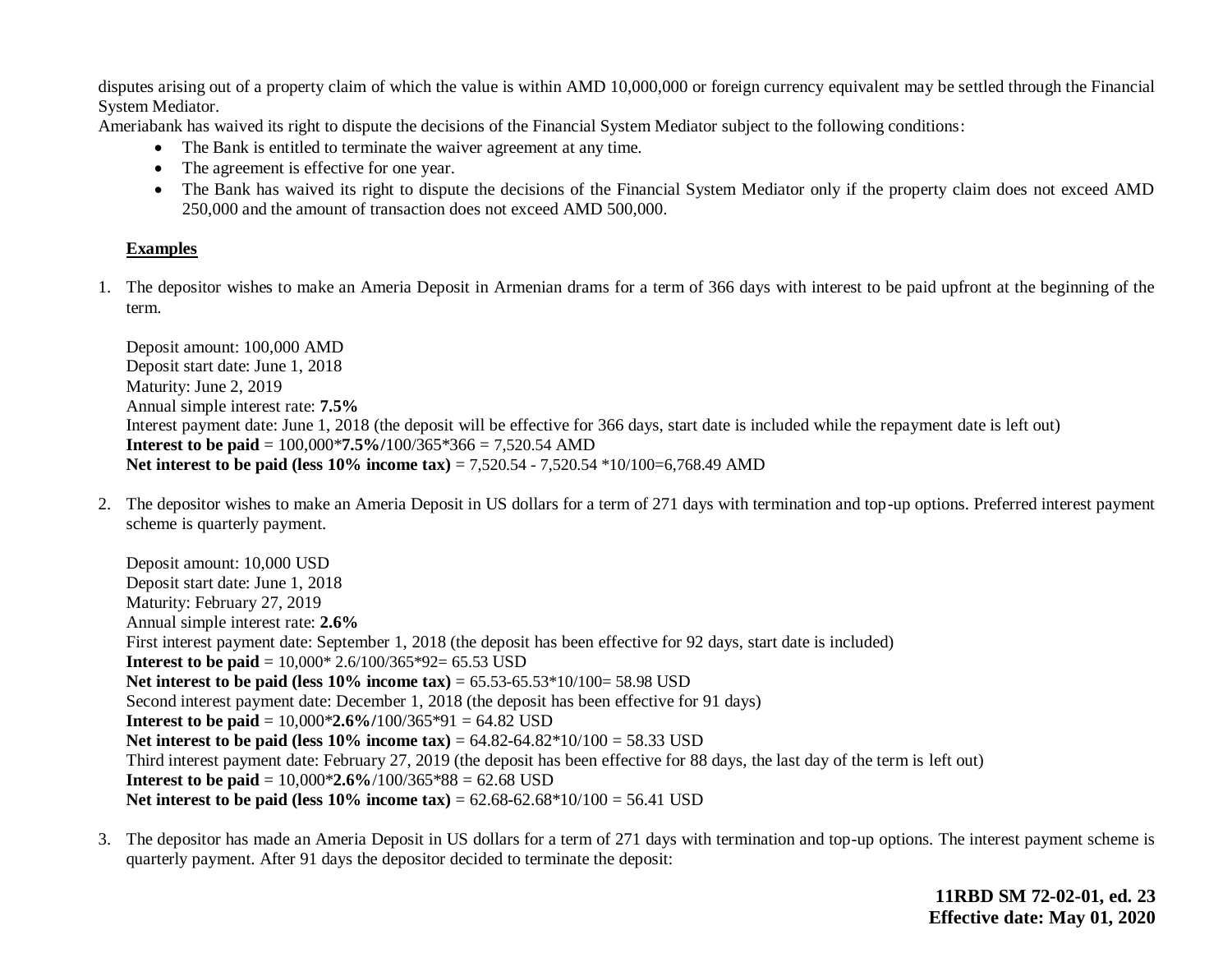disputes arising out of a property claim of which the value is within AMD 10,000,000 or foreign currency equivalent may be settled through the Financial System Mediator.

Ameriabank has waived its right to dispute the decisions of the Financial System Mediator subject to the following conditions:

- The Bank is entitled to terminate the waiver agreement at any time.
- The agreement is effective for one year.
- The Bank has waived its right to dispute the decisions of the Financial System Mediator only if the property claim does not exceed AMD 250,000 and the amount of transaction does not exceed AMD 500,000.

**Examples**

1. The depositor wishes to make an Ameria Deposit in Armenian drams for a term of 366 days with interest to be paid upfront at the beginning of the term.

   Deposit amount: 100,000 AMD
   Deposit start date: June 1, 2018
   Maturity: June 2, 2019
   Annual simple interest rate: **7.5%**
   Interest payment date: June 1, 2018 (the deposit will be effective for 366 days, start date is included while the repayment date is left out)
   **Interest to be paid** = 100,000*​**7.5%/**100/365*366 = 7,520.54 AMD
   **Net interest to be paid (less 10% income tax)** = 7,520.54 - 7,520.54 *10/100=6,768.49 AMD

2. The depositor wishes to make an Ameria Deposit in US dollars for a term of 271 days with termination and top-up options. Preferred interest payment scheme is quarterly payment.

   Deposit amount: 10,000 USD
   Deposit start date: June 1, 2018
   Maturity: February 27, 2019
   Annual simple interest rate: **2.6%**
   First interest payment date: September 1, 2018 (the deposit has been effective for 92 days, start date is included)
   **Interest to be paid** = 10,000* 2.6/100/365*92= 65.53 USD
   **Net interest to be paid (less 10% income tax)** = 65.53-65.53*10/100= 58.98 USD
   Second interest payment date: December 1, 2018 (the deposit has been effective for 91 days)
   **Interest to be paid** = 10,000*​**2.6%/**100/365*91 = 64.82 USD
   **Net interest to be paid (less 10% income tax)** = 64.82-64.82*10/100 = 58.33 USD
   Third interest payment date: February 27, 2019 (the deposit has been effective for 88 days, the last day of the term is left out)
   **Interest to be paid** = 10,000*​**2.6%**/100/365*88 = 62.68 USD
   **Net interest to be paid (less 10% income tax)** = 62.68-62.68*10/100 = 56.41 USD

3. The depositor has made an Ameria Deposit in US dollars for a term of 271 days with termination and top-up options. The interest payment scheme is quarterly payment. After 91 days the depositor decided to terminate the deposit: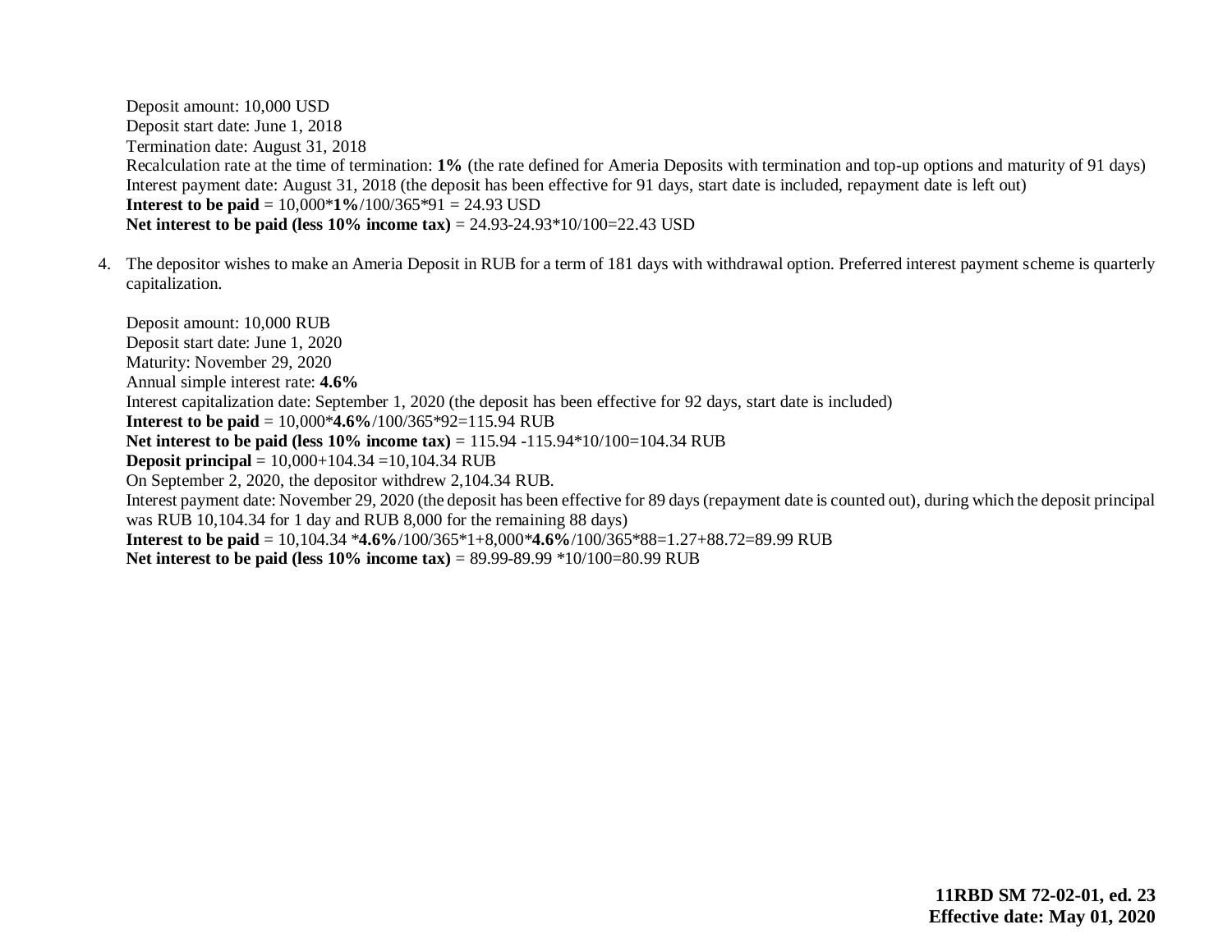Deposit amount: 10,000 USD
Deposit start date: June 1, 2018
Termination date: August 31, 2018
Recalculation rate at the time of termination: **1%** (the rate defined for Ameria Deposits with termination and top-up options and maturity of 91 days)
Interest payment date: August 31, 2018 (the deposit has been effective for 91 days, start date is included, repayment date is left out)
**Interest to be paid** = 10,000\***1%**/100/365\*91 = 24.93 USD
**Net interest to be paid (less 10% income tax)** = 24.93-24.93\*10/100=22.43 USD

4. The depositor wishes to make an Ameria Deposit in RUB for a term of 181 days with withdrawal option. Preferred interest payment scheme is quarterly capitalization.

Deposit amount: 10,000 RUB
Deposit start date: June 1, 2020
Maturity: November 29, 2020
Annual simple interest rate: **4.6%**
Interest capitalization date: September 1, 2020 (the deposit has been effective for 92 days, start date is included)
**Interest to be paid** = 10,000\***4.6%**/100/365\*92=115.94 RUB
**Net interest to be paid (less 10% income tax)** = 115.94 -115.94\*10/100=104.34 RUB
**Deposit principal** = 10,000+104.34 =10,104.34 RUB
On September 2, 2020, the depositor withdrew 2,104.34 RUB.
Interest payment date: November 29, 2020 (the deposit has been effective for 89 days (repayment date is counted out), during which the deposit principal was RUB 10,104.34 for 1 day and RUB 8,000 for the remaining 88 days)
**Interest to be paid** = 10,104.34 \***4.6%**/100/365\*1+8,000\***4.6%**/100/365\*88=1.27+88.72=89.99 RUB
**Net interest to be paid (less 10% income tax)** = 89.99-89.99 \*10/100=80.99 RUB